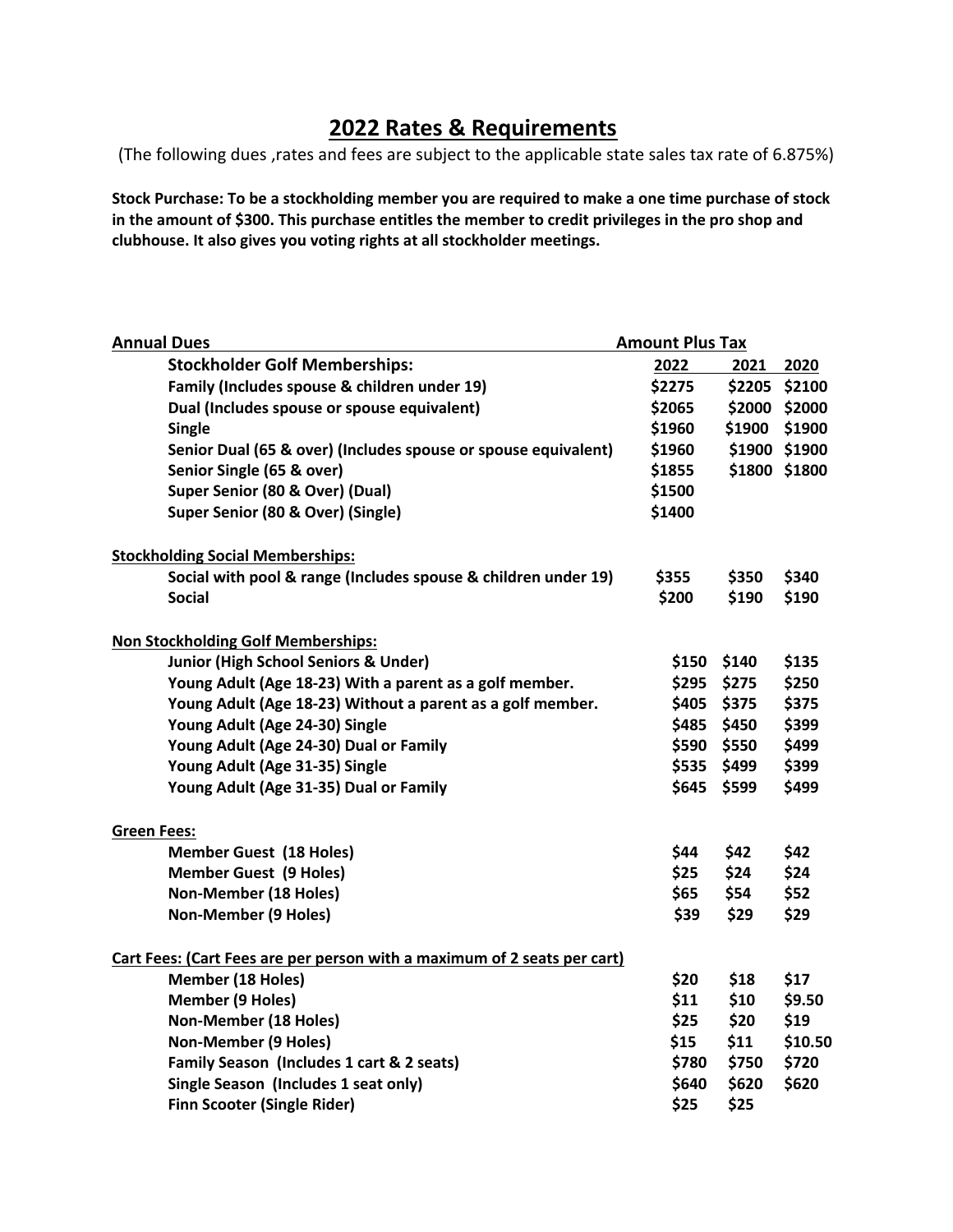# 2022 Rates & Requirements

(The following dues ,rates and fees are subject to the applicable state sales tax rate of 6.875%)

**Stock Purchase: To be a stockholding member you are required to make a one time purchase of stock in the amount of $300. This purchase entitles the member to credit privileges in the pro shop and clubhouse. It also gives you voting rights at all stockholder meetings.**

| Annual Dues | Amount Plus Tax | | |
|---|---|---|---|
| **Stockholder Golf Memberships:** | **2022** | **2021** | **2020** |
| Family (Includes spouse & children under 19) | $2275 | $2205 | $2100 |
| Dual (Includes spouse or spouse equivalent) | $2065 | $2000 | $2000 |
| Single | $1960 | $1900 | $1900 |
| Senior Dual (65 & over) (Includes spouse or spouse equivalent) | $1960 | $1900 | $1900 |
| Senior Single (65 & over) | $1855 | $1800 | $1800 |
| Super Senior (80 & Over) (Dual) | $1500 | | |
| Super Senior (80 & Over) (Single) | $1400 | | |
| **Stockholding Social Memberships:** | | | |
| Social with pool & range (Includes spouse & children under 19) | $355 | $350 | $340 |
| Social | $200 | $190 | $190 |
| **Non Stockholding Golf Memberships:** | | | |
| Junior (High School Seniors & Under) | $150 | $140 | $135 |
| Young Adult (Age 18-23) With a parent as a golf member. | $295 | $275 | $250 |
| Young Adult (Age 18-23) Without a parent as a golf member. | $405 | $375 | $375 |
| Young Adult (Age 24-30) Single | $485 | $450 | $399 |
| Young Adult (Age 24-30) Dual or Family | $590 | $550 | $499 |
| Young Adult (Age 31-35) Single | $535 | $499 | $399 |
| Young Adult (Age 31-35) Dual or Family | $645 | $599 | $499 |
| **Green Fees:** | | | |
| Member Guest (18 Holes) | $44 | $42 | $42 |
| Member Guest (9 Holes) | $25 | $24 | $24 |
| Non-Member (18 Holes) | $65 | $54 | $52 |
| Non-Member (9 Holes) | $39 | $29 | $29 |
| **Cart Fees: (Cart Fees are per person with a maximum of 2 seats per cart)** | | | |
| Member (18 Holes) | $20 | $18 | $17 |
| Member (9 Holes) | $11 | $10 | $9.50 |
| Non-Member (18 Holes) | $25 | $20 | $19 |
| Non-Member (9 Holes) | $15 | $11 | $10.50 |
| Family Season (Includes 1 cart & 2 seats) | $780 | $750 | $720 |
| Single Season (Includes 1 seat only) | $640 | $620 | $620 |
| Finn Scooter (Single Rider) | $25 | $25 | |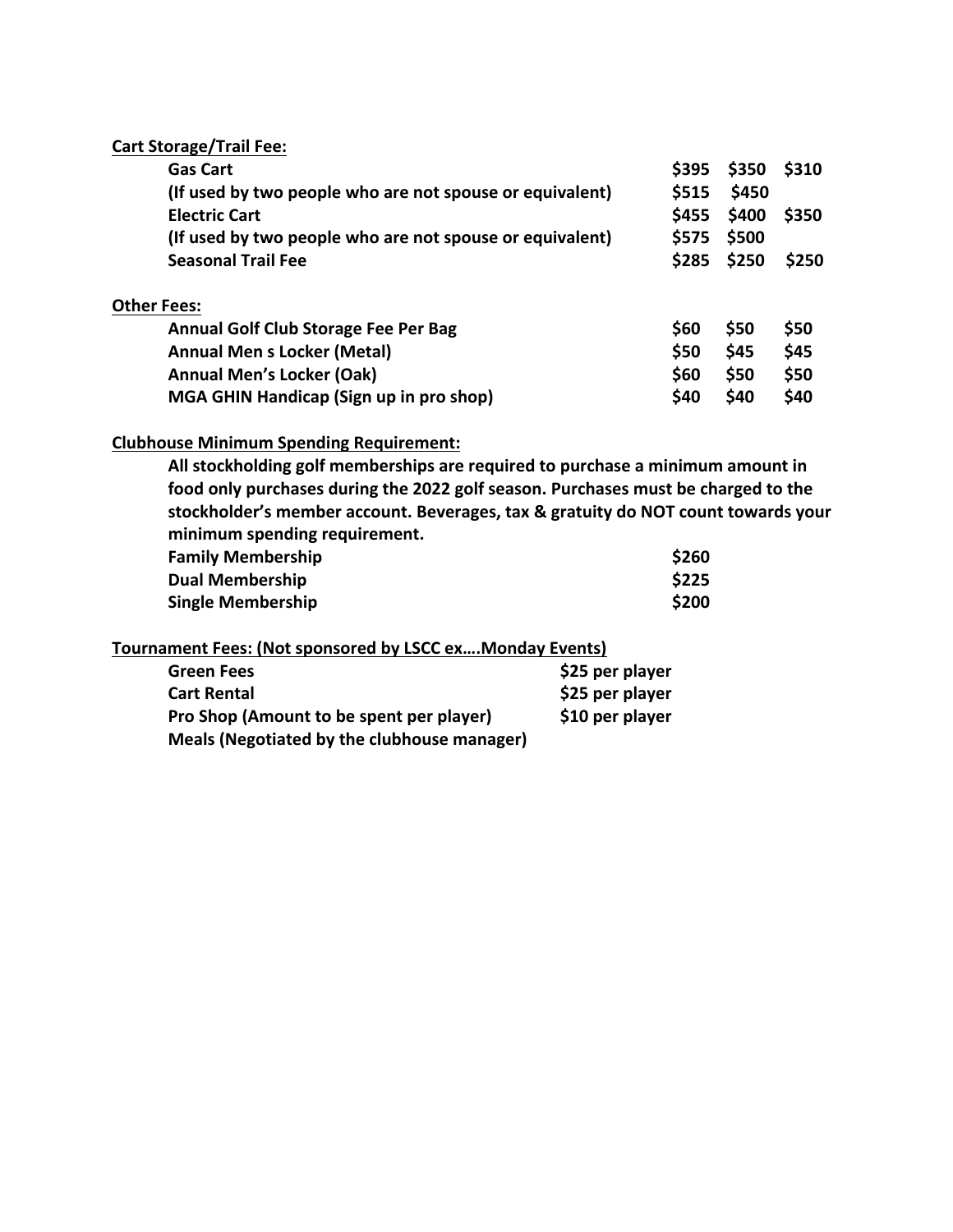**Cart Storage/Trail Fee:**

| | | | |
|---|---|---|---|
| **Gas Cart** | **$395** | **$350** | **$310** |
| **(If used by two people who are not spouse or equivalent)** | **$515** | **$450** | |
| **Electric Cart** | **$455** | **$400** | **$350** |
| **(If used by two people who are not spouse or equivalent)** | **$575** | **$500** | |
| **Seasonal Trail Fee** | **$285** | **$250** | **$250** |

**Other Fees:**

| | | | |
|---|---|---|---|
| **Annual Golf Club Storage Fee Per Bag** | **$60** | **$50** | **$50** |
| **Annual Men s Locker (Metal)** | **$50** | **$45** | **$45** |
| **Annual Men's Locker (Oak)** | **$60** | **$50** | **$50** |
| **MGA GHIN Handicap (Sign up in pro shop)** | **$40** | **$40** | **$40** |

**Clubhouse Minimum Spending Requirement:**

**All stockholding golf memberships are required to purchase a minimum amount in food only purchases during the 2022 golf season. Purchases must be charged to the stockholder's member account. Beverages, tax & gratuity do NOT count towards your minimum spending requirement.**

| | |
|---|---|
| **Family Membership** | **$260** |
| **Dual Membership** | **$225** |
| **Single Membership** | **$200** |

**Tournament Fees: (Not sponsored by LSCC ex….Monday Events)**

| | |
|---|---|
| **Green Fees** | **$25 per player** |
| **Cart Rental** | **$25 per player** |
| **Pro Shop (Amount to be spent per player)** | **$10 per player** |
| **Meals (Negotiated by the clubhouse manager)** | |